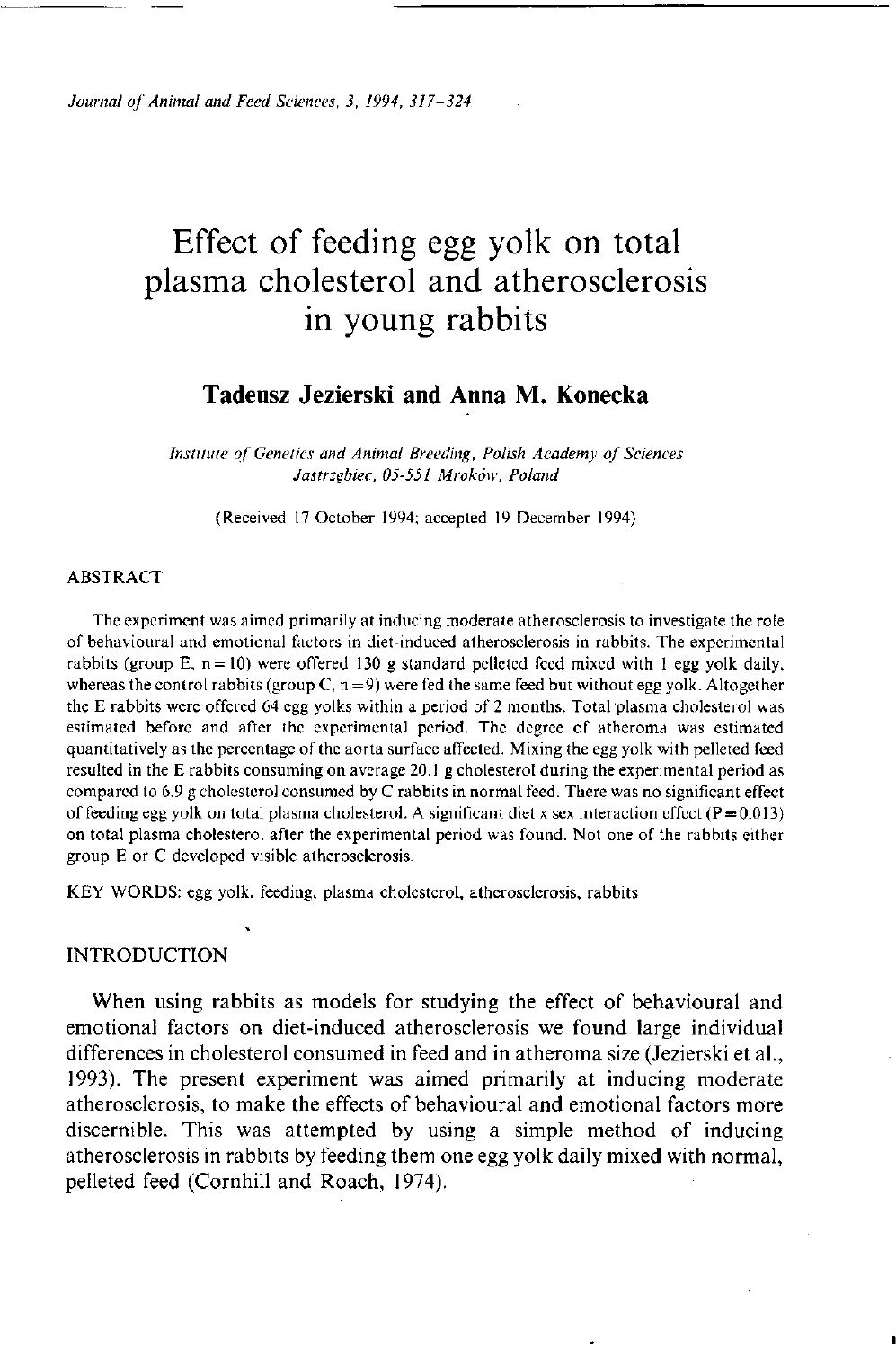# Effect of feeding egg yolk on total plasma cholesterol and atherosclerosis in young rabbits

## Tadeusz Jezierski and Anna M. Konecka

*Institute of Genetics and Animal Breeding, Polish Academy of Sciences Jastrzębiec, 05-551 Mroków, Poland*

(Received 17 October 1994; accepted 19 December 1994)

### ABSTRACT

The experiment was aimed primarily at inducing moderate atherosclerosis to investigate the role of behavioural and emotional factors in diet-induced atherosclerosis in rabbits. The experimental rabbits (group E, n = 10) were offered 130 g standard pelleted feed mixed with 1 egg yolk daily, whereas the control rabbits (group C, n = 9) were fed the same feed but without egg yolk. Altogether the E rabbits were offered 64 egg yolks within a period of 2 months. Total plasma cholesterol was estimated before and after the experimental period. The degree of atheroma was estimated quantitatively as the percentage of the aorta surface affected. Mixing the egg yolk with pelleted feed resulted in the E rabbits consuming on average 20.1 g cholesterol during the experimental period as compared to 6.9 g cholesterol consumed by C rabbits in normal feed. There was no significant effect of feeding egg yolk on total plasma cholesterol. A significant diet x sex interaction effect ($P = 0.013$) on total plasma cholesterol after the experimental period was found. Not one of the rabbits either group E or C developed visible atherosclerosis.

KEY WORDS: egg yolk, feeding, plasma cholesterol, atherosclerosis, rabbits

### INTRODUCTION

When using rabbits as models for studying the effect of behavioural and emotional factors on diet-induced atherosclerosis we found large individual differences in cholesterol consumed in feed and in atheroma size (Jezierski et al., 1993). The present experiment was aimed primarily at inducing moderate atherosclerosis, to make the effects of behavioural and emotional factors more discernible. This was attempted by using a simple method of inducing atherosclerosis in rabbits by feeding them one egg yolk daily mixed with normal, pelleted feed (Cornhill and Roach, 1974).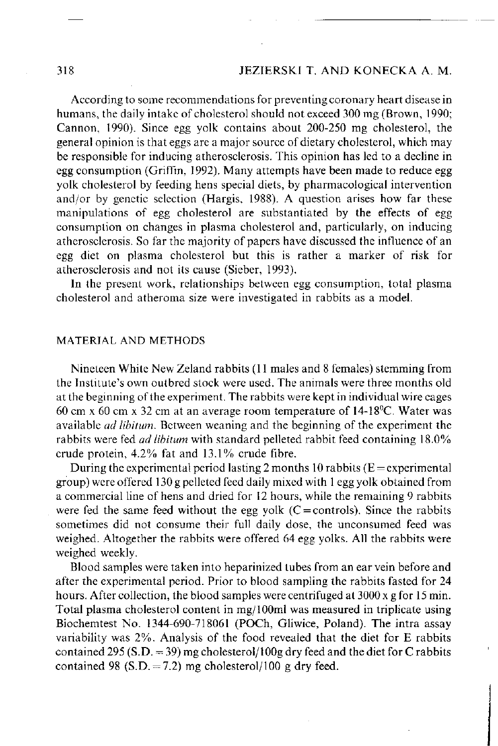According to some recommendations for preventing coronary heart disease in humans, the daily intake of cholesterol should not exceed 300 mg (Brown, 1990; Cannon, 1990). Since egg yolk contains about 200-250 mg cholesterol, the general opinion is that eggs are a major source of dietary cholesterol, which may be responsible for inducing atherosclerosis. This opinion has led to a decline in egg consumption (Griffin, 1992). Many attempts have been made to reduce egg yolk cholesterol by feeding hens special diets, by pharmacological intervention and/or by genetic selection (Hargis, 1988). A question arises how far these manipulations of egg cholesterol are substantiated by the effects of egg consumption on changes in plasma cholesterol and, particularly, on inducing atherosclerosis. So far the majority of papers have discussed the influence of an egg diet on plasma cholesterol but this is rather a marker of risk for atherosclerosis and not its cause (Sieber, 1993).

In the present work, relationships between egg consumption, total plasma cholesterol and atheroma size were investigated in rabbits as a model.

## MATERIAL AND METHODS

Nineteen White New Zeland rabbits (11 males and 8 females) stemming from the Institute's own outbred stock were used. The animals were three months old at the beginning of the experiment. The rabbits were kept in individual wire cages 60 cm x 60 cm x 32 cm at an average room temperature of 14-18°C. Water was available *ad libitum*. Between weaning and the beginning of the experiment the rabbits were fed *ad libitum* with standard pelleted rabbit feed containing 18.0% crude protein, 4.2% fat and 13.1% crude fibre.

During the experimental period lasting 2 months 10 rabbits (E = experimental group) were offered 130 g pelleted feed daily mixed with 1 egg yolk obtained from a commercial line of hens and dried for 12 hours, while the remaining 9 rabbits were fed the same feed without the egg yolk (C = controls). Since the rabbits sometimes did not consume their full daily dose, the unconsumed feed was weighed. Altogether the rabbits were offered 64 egg yolks. All the rabbits were weighed weekly.

Blood samples were taken into heparinized tubes from an ear vein before and after the experimental period. Prior to blood sampling the rabbits fasted for 24 hours. After collection, the blood samples were centrifuged at 3000 x g for 15 min. Total plasma cholesterol content in mg/100ml was measured in triplicate using Biochemtest No. 1344-690-718061 (POCh, Gliwice, Poland). The intra assay variability was 2%. Analysis of the food revealed that the diet for E rabbits contained 295 (S.D. = 39) mg cholesterol/100g dry feed and the diet for C rabbits contained 98 (S.D. = 7.2) mg cholesterol/100 g dry feed.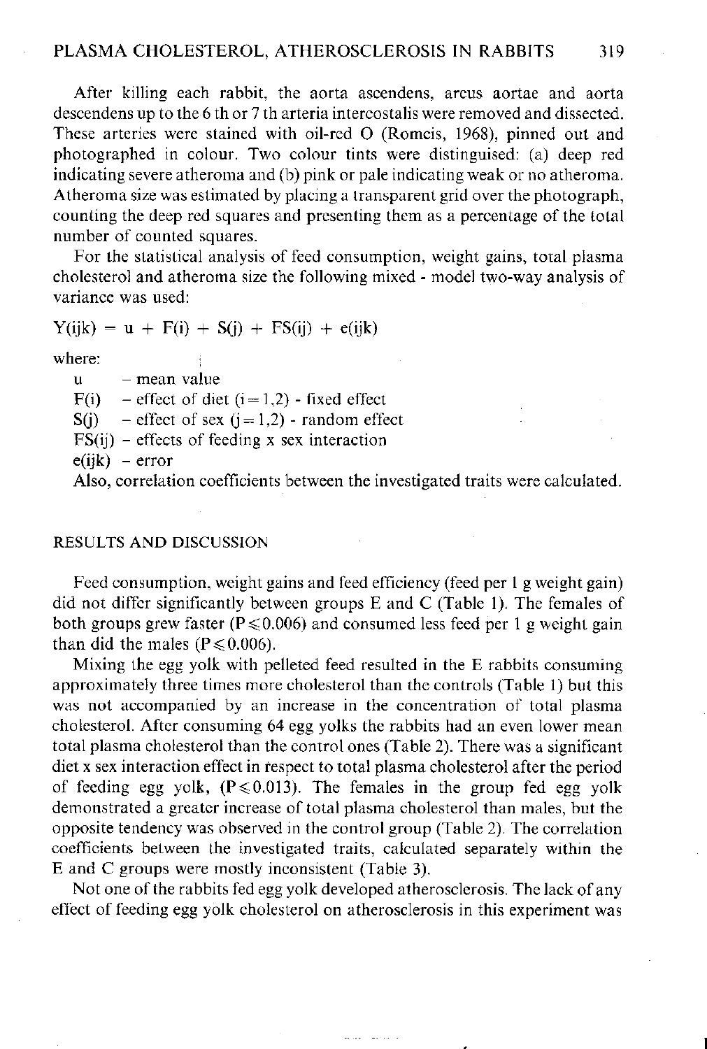After killing each rabbit, the aorta ascendens, arcus aortae and aorta descendens up to the 6 th or 7 th arteria intercostalis were removed and dissected. These arteries were stained with oil-red O (Romeis, 1968), pinned out and photographed in colour. Two colour tints were distinguised: (a) deep red indicating severe atheroma and (b) pink or pale indicating weak or no atheroma. Atheroma size was estimated by placing a transparent grid over the photograph, counting the deep red squares and presenting them as a percentage of the total number of counted squares.

For the statistical analysis of feed consumption, weight gains, total plasma cholesterol and atheroma size the following mixed - model two-way analysis of variance was used:

$$Y(ijk) = u + F(i) + S(j) + FS(ij) + e(ijk)$$

where:

- u – mean value
- F(i) – effect of diet ($i = 1,2$) - fixed effect
- S(j) – effect of sex ($j = 1,2$) - random effect
- FS(ij) – effects of feeding x sex interaction
- e(ijk) – error

Also, correlation coefficients between the investigated traits were calculated.

## RESULTS AND DISCUSSION

Feed consumption, weight gains and feed efficiency (feed per 1 g weight gain) did not differ significantly between groups E and C (Table 1). The females of both groups grew faster ($P \leqslant 0.006$) and consumed less feed per 1 g weight gain than did the males ($P \leqslant 0.006$).

Mixing the egg yolk with pelleted feed resulted in the E rabbits consuming approximately three times more cholesterol than the controls (Table 1) but this was not accompanied by an increase in the concentration of total plasma cholesterol. After consuming 64 egg yolks the rabbits had an even lower mean total plasma cholesterol than the control ones (Table 2). There was a significant diet x sex interaction effect in respect to total plasma cholesterol after the period of feeding egg yolk, ($P \leqslant 0.013$). The females in the group fed egg yolk demonstrated a greater increase of total plasma cholesterol than males, but the opposite tendency was observed in the control group (Table 2). The correlation coefficients between the investigated traits, calculated separately within the E and C groups were mostly inconsistent (Table 3).

Not one of the rabbits fed egg yolk developed atherosclerosis. The lack of any effect of feeding egg yolk cholesterol on atherosclerosis in this experiment was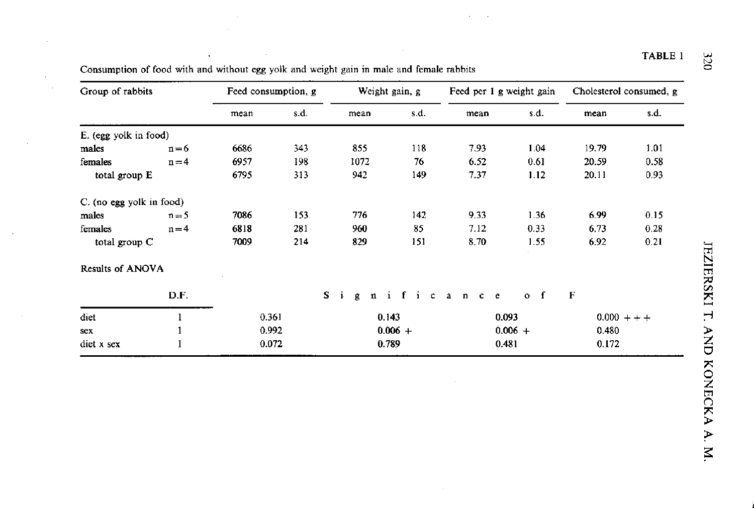TABLE 1

Consumption of food with and without egg yolk and weight gain in male and female rabbits

| Group of rabbits | | Feed consumption, g | | Weight gain, g | | Feed per 1 g weight gain | | Cholesterol consumed, g | |
|---|---|---|---|---|---|---|---|---|---|
| | | mean | s.d. | mean | s.d. | mean | s.d. | mean | s.d. |
| E. (egg yolk in food) | | | | | | | | | |
| males | n=6 | 6686 | 343 | 855 | 118 | 7.93 | 1.04 | 19.79 | 1.01 |
| females | n=4 | 6957 | 198 | 1072 | 76 | 6.52 | 0.61 | 20.59 | 0.58 |
| total group E | | 6795 | 313 | 942 | 149 | 7.37 | 1.12 | 20.11 | 0.93 |
| C. (no egg yolk in food) | | | | | | | | | |
| males | n=5 | 7086 | 153 | 776 | 142 | 9.33 | 1.36 | 6.99 | 0.15 |
| females | n=4 | 6818 | 281 | 960 | 85 | 7.12 | 0.33 | 6.73 | 0.28 |
| total group C | | 7009 | 214 | 829 | 151 | 8.70 | 1.55 | 6.92 | 0.21 |

Results of ANOVA

| | D.F. | Significance of F | | | |
|---|---|---|---|---|---|
| diet | 1 | 0.361 | 0.143 | 0.093 | 0.000 +++ |
| sex | 1 | 0.992 | 0.006 + | 0.006 + | 0.480 |
| diet x sex | 1 | 0.072 | 0.789 | 0.481 | 0.172 |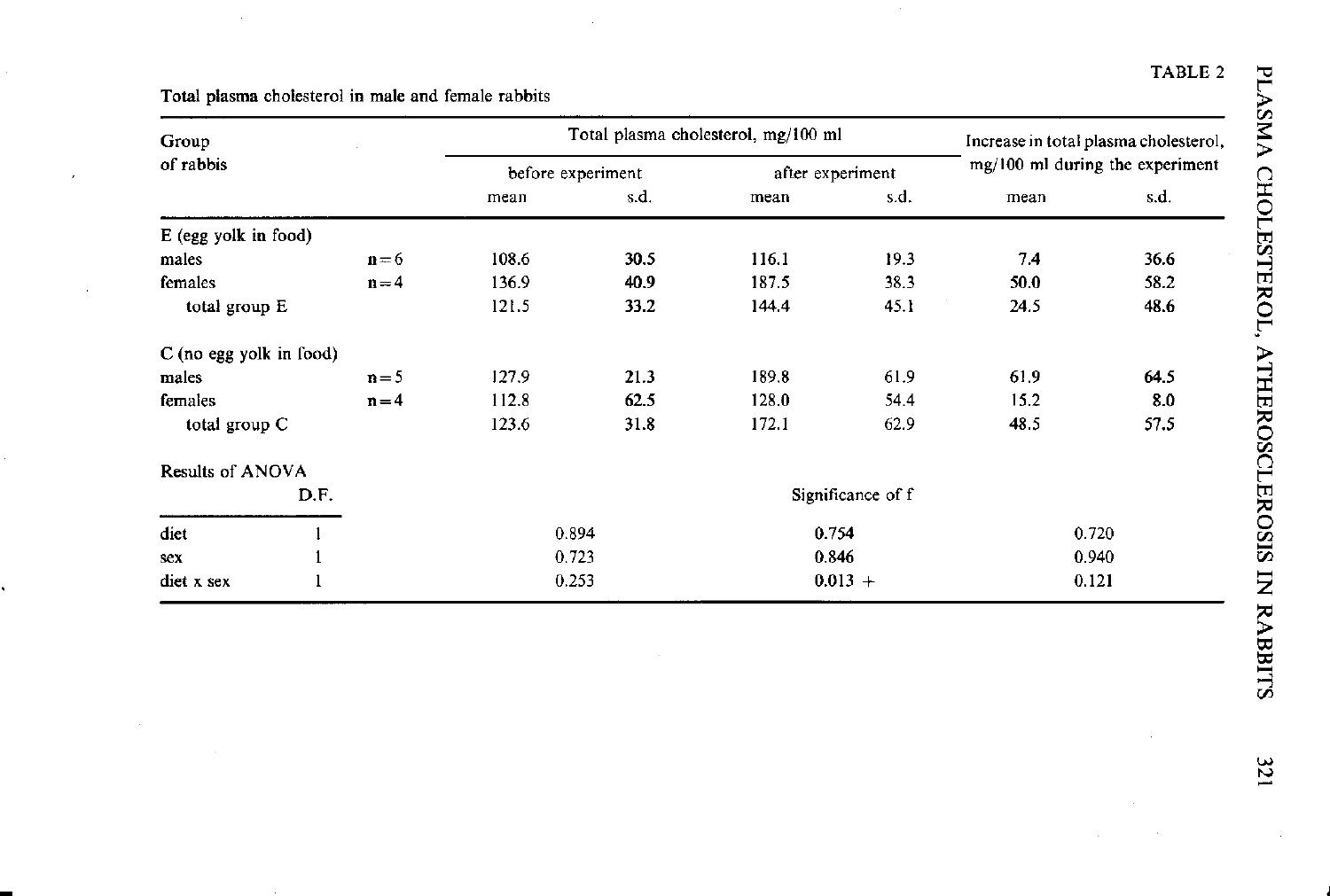TABLE 2

Total plasma cholesterol in male and female rabbits

| Group of rabbis | | Total plasma cholesterol, mg/100 ml | | | | Increase in total plasma cholesterol, mg/100 ml during the experiment | |
|---|---|---|---|---|---|---|---|
| | | before experiment | | after experiment | | | |
| | | mean | s.d. | mean | s.d. | mean | s.d. |
| E (egg yolk in food) | | | | | | | |
| males | n=6 | 108.6 | **30.5** | 116.1 | 19.3 | **7.4** | 36.6 |
| females | n=4 | 136.9 | **40.9** | 187.5 | 38.3 | **50.0** | 58.2 |
| total group E | | 121.5 | **33.2** | 144.4 | 45.1 | **24.5** | **48.6** |
| C (no egg yolk in food) | | | | | | | |
| males | n=5 | 127.9 | 21.3 | 189.8 | 61.9 | 61.9 | **64.5** |
| females | n=4 | 112.8 | **62.5** | 128.0 | 54.4 | 15.2 | 8.0 |
| total group C | | 123.6 | 31.8 | 172.1 | 62.9 | 48.5 | 57.5 |

Results of ANOVA

| | D.F. | Significance of f | | |
|---|---|---|---|---|
| diet | 1 | 0.894 | **0.754** | 0.720 |
| sex | 1 | 0.723 | **0.846** | 0.940 |
| diet x sex | 1 | 0.253 | **0.013 +** | 0.121 |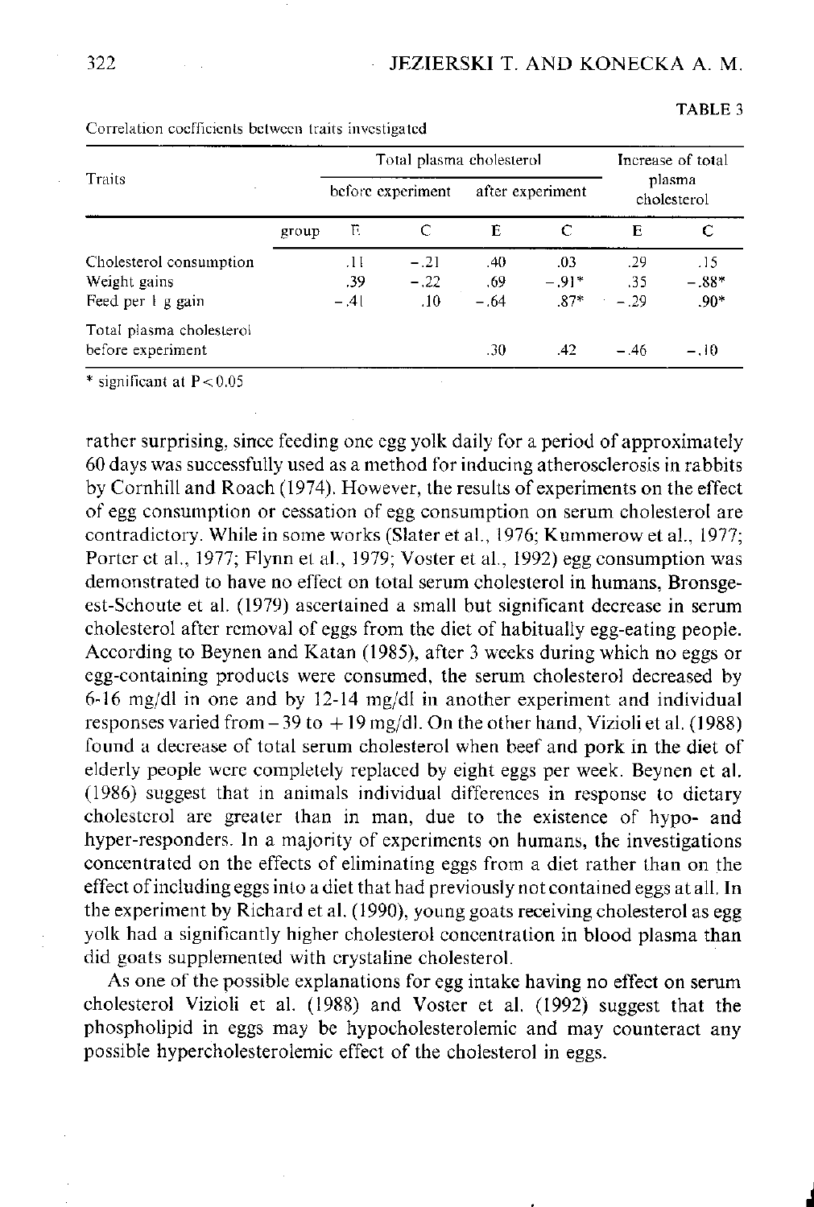TABLE 3

Correlation coefficients between traits investigated

| Traits | | Total plasma cholesterol | | | | Increase of total plasma cholesterol | |
|---|---|---|---|---|---|---|---|
| | | before experiment | | after experiment | | | |
| | group | E | C | E | C | E | C |
| Cholesterol consumption | | .11 | −.21 | .40 | .03 | .29 | .15 |
| Weight gains | | .39 | −.22 | .69 | −.91* | .35 | −.88* |
| Feed per 1 g gain | | −.41 | .10 | −.64 | .87* | −.29 | .90* |
| Total plasma cholesterol before experiment | | | | .30 | .42 | −.46 | −.10 |

\* significant at $P < 0.05$

rather surprising, since feeding one egg yolk daily for a period of approximately 60 days was successfully used as a method for inducing atherosclerosis in rabbits by Cornhill and Roach (1974). However, the results of experiments on the effect of egg consumption or cessation of egg consumption on serum cholesterol are contradictory. While in some works (Slater et al., 1976; Kummerow et al., 1977; Porter et al., 1977; Flynn et al., 1979; Voster et al., 1992) egg consumption was demonstrated to have no effect on total serum cholesterol in humans, Bronsgeest-Schoute et al. (1979) ascertained a small but significant decrease in serum cholesterol after removal of eggs from the diet of habitually egg-eating people. According to Beynen and Katan (1985), after 3 weeks during which no eggs or egg-containing products were consumed, the serum cholesterol decreased by 6-16 mg/dl in one and by 12-14 mg/dl in another experiment and individual responses varied from −39 to +19 mg/dl. On the other hand, Vizioli et al. (1988) found a decrease of total serum cholesterol when beef and pork in the diet of elderly people were completely replaced by eight eggs per week. Beynen et al. (1986) suggest that in animals individual differences in response to dietary cholesterol are greater than in man, due to the existence of hypo- and hyper-responders. In a majority of experiments on humans, the investigations concentrated on the effects of eliminating eggs from a diet rather than on the effect of including eggs into a diet that had previously not contained eggs at all. In the experiment by Richard et al. (1990), young goats receiving cholesterol as egg yolk had a significantly higher cholesterol concentration in blood plasma than did goats supplemented with crystaline cholesterol.

As one of the possible explanations for egg intake having no effect on serum cholesterol Vizioli et al. (1988) and Voster et al. (1992) suggest that the phospholipid in eggs may be hypocholesterolemic and may counteract any possible hypercholesterolemic effect of the cholesterol in eggs.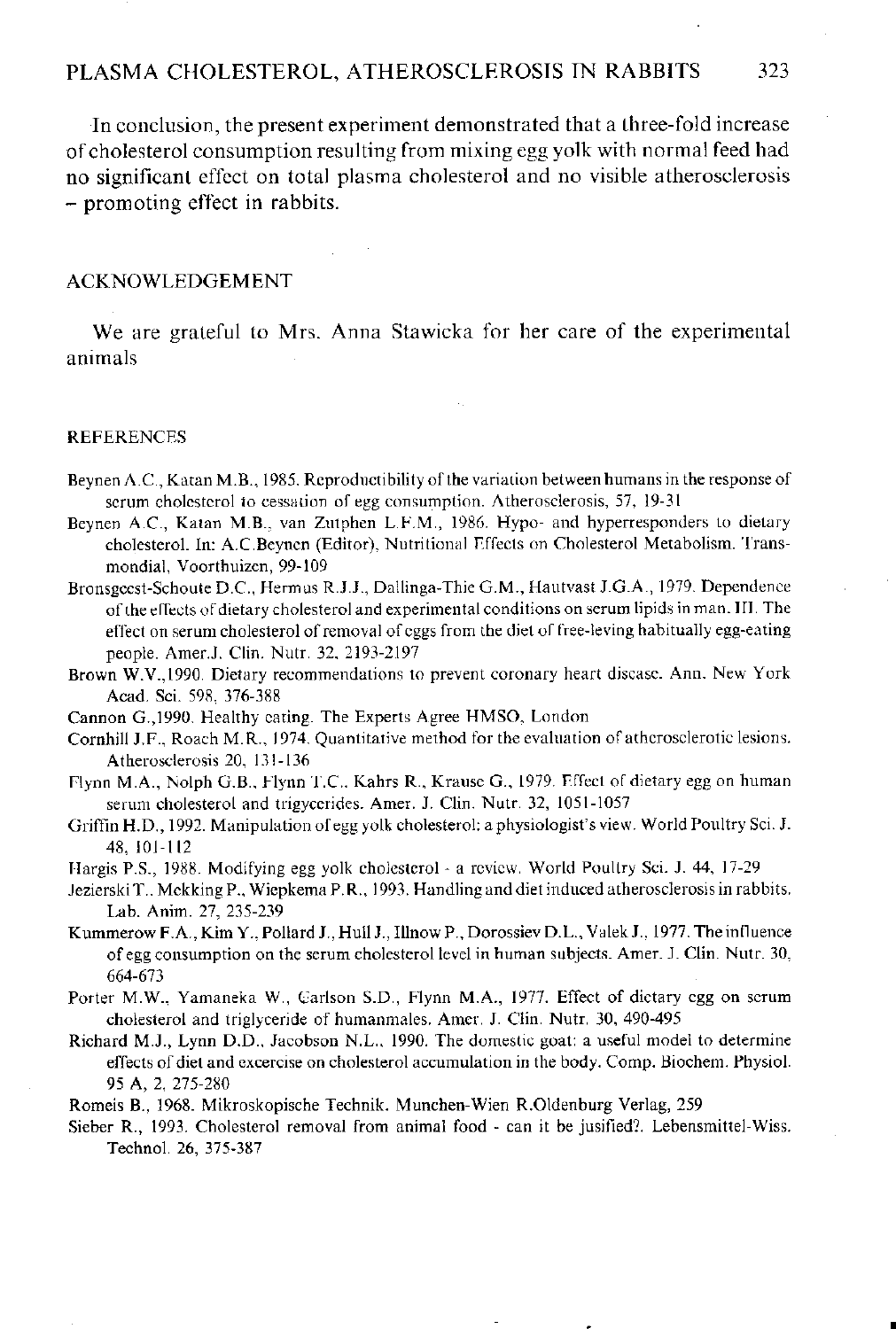In conclusion, the present experiment demonstrated that a three-fold increase of cholesterol consumption resulting from mixing egg yolk with normal feed had no significant effect on total plasma cholesterol and no visible atherosclerosis – promoting effect in rabbits.

## ACKNOWLEDGEMENT

We are grateful to Mrs. Anna Stawicka for her care of the experimental animals

## REFERENCES

Beynen A.C., Katan M.B., 1985. Reproductibility of the variation between humans in the response of serum cholesterol to cessation of egg consumption. Atherosclerosis, 57, 19-31

Beynen A.C., Katan M.B., van Zutphen L.F.M., 1986. Hypo- and hyperresponders to dietary cholesterol. In: A.C.Beynen (Editor), Nutritional Effects on Cholesterol Metabolism. Transmondial, Voorthuizen, 99-109

Bronsgeest-Schoute D.C., Hermus R.J.J., Dallinga-Thie G.M., Hautvast J.G.A., 1979. Dependence of the effects of dietary cholesterol and experimental conditions on serum lipids in man. III. The effect on serum cholesterol of removal of eggs from the diet of free-leving habitually egg-eating people. Amer.J. Clin. Nutr. 32, 2193-2197

Brown W.V.,1990. Dietary recommendations to prevent coronary heart disease. Ann. New York Acad. Sci. 598, 376-388

Cannon G.,1990. Healthy eating. The Experts Agree HMSO, London

Cornhill J.F., Roach M.R., 1974. Quantitative method for the evaluation of atherosclerotic lesions. Atherosclerosis 20, 131-136

Flynn M.A., Nolph G.B., Flynn T.C., Kahrs R., Krause G., 1979. Effect of dietary egg on human serum cholesterol and trigyccrides. Amer. J. Clin. Nutr. 32, 1051-1057

Griffin H.D., 1992. Manipulation of egg yolk cholesterol: a physiologist's view. World Poultry Sci. J. 48, 101-112

Hargis P.S., 1988. Modifying egg yolk cholesterol - a review. World Poultry Sci. J. 44, 17-29

Jezierski T., Mekking P., Wiepkema P.R., 1993. Handling and diet induced atherosclerosis in rabbits. Lab. Anim. 27, 235-239

Kummerow F.A., Kim Y., Pollard J., Hull J., Illnow P., Dorossiev D.L., Valek J., 1977. The influence of egg consumption on the serum cholesterol level in human subjects. Amer. J. Clin. Nutr. 30, 664-673

Porter M.W., Yamaneka W., Carlson S.D., Flynn M.A., 1977. Effect of dietary egg on serum cholesterol and triglyceride of humanmales. Amer. J. Clin. Nutr. 30, 490-495

Richard M.J., Lynn D.D., Jacobson N.L., 1990. The domestic goat: a useful model to determine effects of diet and excercise on cholesterol accumulation in the body. Comp. Biochem. Physiol. 95 A, 2, 275-280

Romeis B., 1968. Mikroskopische Technik. Munchen-Wien R.Oldenburg Verlag, 259

Sieber R., 1993. Cholesterol removal from animal food - can it be jusified?. Lebensmittel-Wiss. Technol. 26, 375-387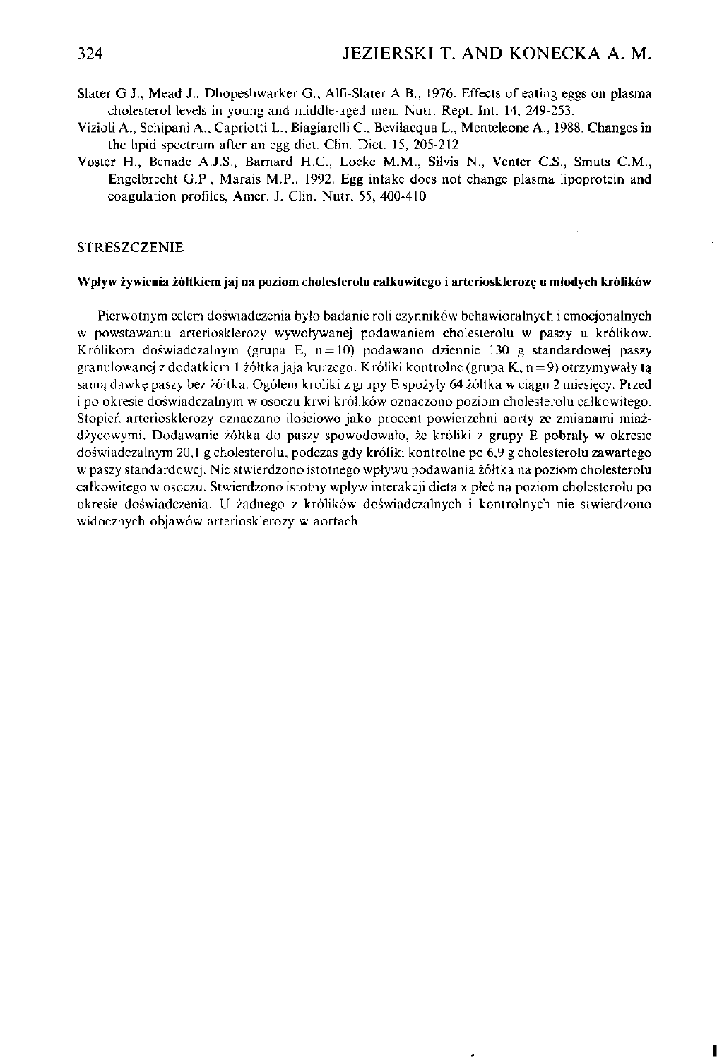Slater G.J., Mead J., Dhopeshwarker G., Alfi-Slater A.B., 1976. Effects of eating eggs on plasma cholesterol levels in young and middle-aged men. Nutr. Rept. Int. 14, 249-253.

Vizioli A., Schipani A., Capriotti L., Biagiarelli C., Bevilacqua L., Menteleone A., 1988. Changes in the lipid spectrum after an egg diet. Clin. Diet. 15, 205-212

Voster H., Benade A.J.S., Barnard H.C., Locke M.M., Silvis N., Venter C.S., Smuts C.M., Engelbrecht G.P., Marais M.P., 1992. Egg intake does not change plasma lipoprotein and coagulation profiles, Amer. J. Clin. Nutr. 55, 400-410

## STRESZCZENIE

**Wpływ żywienia żółtkiem jaj na poziom cholesterolu całkowitego i arteriosklerozę u młodych królików**

Pierwotnym celem doświadczenia było badanie roli czynników behawioralnych i emocjonalnych w powstawaniu arteriosklerozy wywoływanej podawaniem cholesterolu w paszy u królików. Królikom doświadczalnym (grupa E, n = 10) podawano dziennie 130 g standardowej paszy granulowanej z dodatkiem 1 żółtka jaja kurzego. Króliki kontrolne (grupa K, n = 9) otrzymywały tą samą dawkę paszy bez żółtka. Ogółem kroliki z grupy E spożyły 64 żółtka w ciągu 2 miesięcy. Przed i po okresie doświadczalnym w osoczu krwi królików oznaczono poziom cholesterolu całkowitego. Stopień arteriosklerozy oznaczano ilościowo jako procent powierzchni aorty ze zmianami miażdżycowymi. Dodawanie żółtka do paszy spowodowało, że króliki z grupy E pobrały w okresie doświadczalnym 20,1 g cholesterolu, podczas gdy króliki kontrolne po 6,9 g cholesterolu zawartego w paszy standardowej. Nie stwierdzono istotnego wpływu podawania żółtka na poziom cholesterolu całkowitego w osoczu. Stwierdzono istotny wpływ interakcji dieta x płeć na poziom cholesterolu po okresie doświadczenia. U żadnego z królików doświadczalnych i kontrolnych nie stwierdzono widocznych objawów arteriosklerozy w aortach.